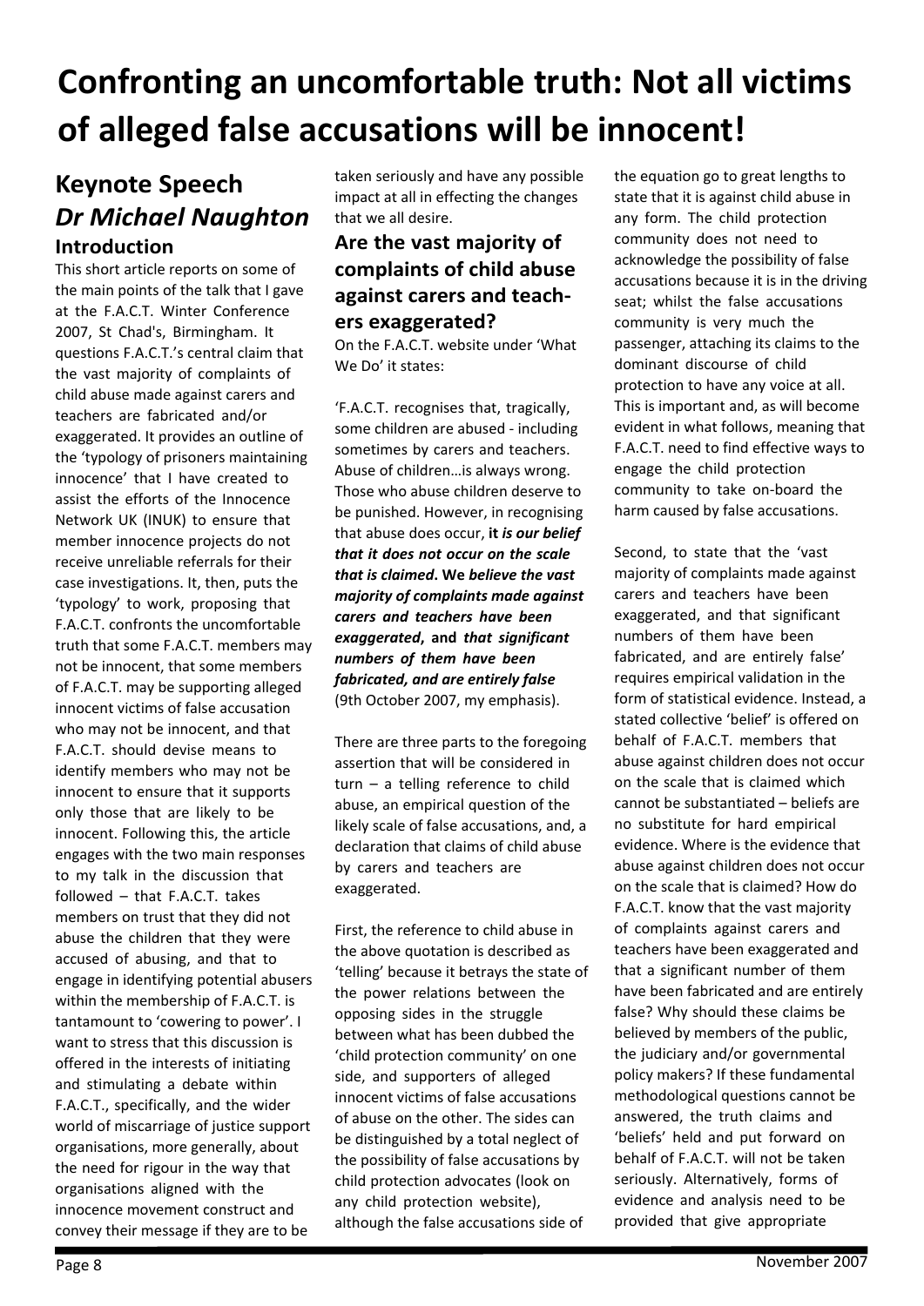# Confronting an uncomfortable truth: Not all victims of alleged false accusations will be innocent!

## Keynote Speech
## *Dr Michael Naughton*

### Introduction

This short article reports on some of the main points of the talk that I gave at the F.A.C.T. Winter Conference 2007, St Chad's, Birmingham. It questions F.A.C.T.'s central claim that the vast majority of complaints of child abuse made against carers and teachers are fabricated and/or exaggerated. It provides an outline of the 'typology of prisoners maintaining innocence' that I have created to assist the efforts of the Innocence Network UK (INUK) to ensure that member innocence projects do not receive unreliable referrals for their case investigations. It, then, puts the 'typology' to work, proposing that F.A.C.T. confronts the uncomfortable truth that some F.A.C.T. members may not be innocent, that some members of F.A.C.T. may be supporting alleged innocent victims of false accusation who may not be innocent, and that F.A.C.T. should devise means to identify members who may not be innocent to ensure that it supports only those that are likely to be innocent. Following this, the article engages with the two main responses to my talk in the discussion that followed – that F.A.C.T. takes members on trust that they did not abuse the children that they were accused of abusing, and that to engage in identifying potential abusers within the membership of F.A.C.T. is tantamount to 'cowering to power'. I want to stress that this discussion is offered in the interests of initiating and stimulating a debate within F.A.C.T., specifically, and the wider world of miscarriage of justice support organisations, more generally, about the need for rigour in the way that organisations aligned with the innocence movement construct and convey their message if they are to be taken seriously and have any possible impact at all in effecting the changes that we all desire.

### Are the vast majority of complaints of child abuse against carers and teachers exaggerated?

On the F.A.C.T. website under 'What We Do' it states:

'F.A.C.T. recognises that, tragically, some children are abused - including sometimes by carers and teachers. Abuse of children…is always wrong. Those who abuse children deserve to be punished. However, in recognising that abuse does occur, **it *is our belief that it does not occur on the scale that is claimed*. We *believe the vast majority of complaints made against carers and teachers have been exaggerated*, and *that significant numbers of them have been fabricated, and are entirely false*** (9th October 2007, my emphasis).

There are three parts to the foregoing assertion that will be considered in turn – a telling reference to child abuse, an empirical question of the likely scale of false accusations, and, a declaration that claims of child abuse by carers and teachers are exaggerated.

First, the reference to child abuse in the above quotation is described as 'telling' because it betrays the state of the power relations between the opposing sides in the struggle between what has been dubbed the 'child protection community' on one side, and supporters of alleged innocent victims of false accusations of abuse on the other. The sides can be distinguished by a total neglect of the possibility of false accusations by child protection advocates (look on any child protection website), although the false accusations side of the equation go to great lengths to state that it is against child abuse in any form. The child protection community does not need to acknowledge the possibility of false accusations because it is in the driving seat; whilst the false accusations community is very much the passenger, attaching its claims to the dominant discourse of child protection to have any voice at all. This is important and, as will become evident in what follows, meaning that F.A.C.T. need to find effective ways to engage the child protection community to take on-board the harm caused by false accusations.

Second, to state that the 'vast majority of complaints made against carers and teachers have been exaggerated, and that significant numbers of them have been fabricated, and are entirely false' requires empirical validation in the form of statistical evidence. Instead, a stated collective 'belief' is offered on behalf of F.A.C.T. members that abuse against children does not occur on the scale that is claimed which cannot be substantiated – beliefs are no substitute for hard empirical evidence. Where is the evidence that abuse against children does not occur on the scale that is claimed? How do F.A.C.T. know that the vast majority of complaints against carers and teachers have been exaggerated and that a significant number of them have been fabricated and are entirely false? Why should these claims be believed by members of the public, the judiciary and/or governmental policy makers? If these fundamental methodological questions cannot be answered, the truth claims and 'beliefs' held and put forward on behalf of F.A.C.T. will not be taken seriously. Alternatively, forms of evidence and analysis need to be provided that give appropriate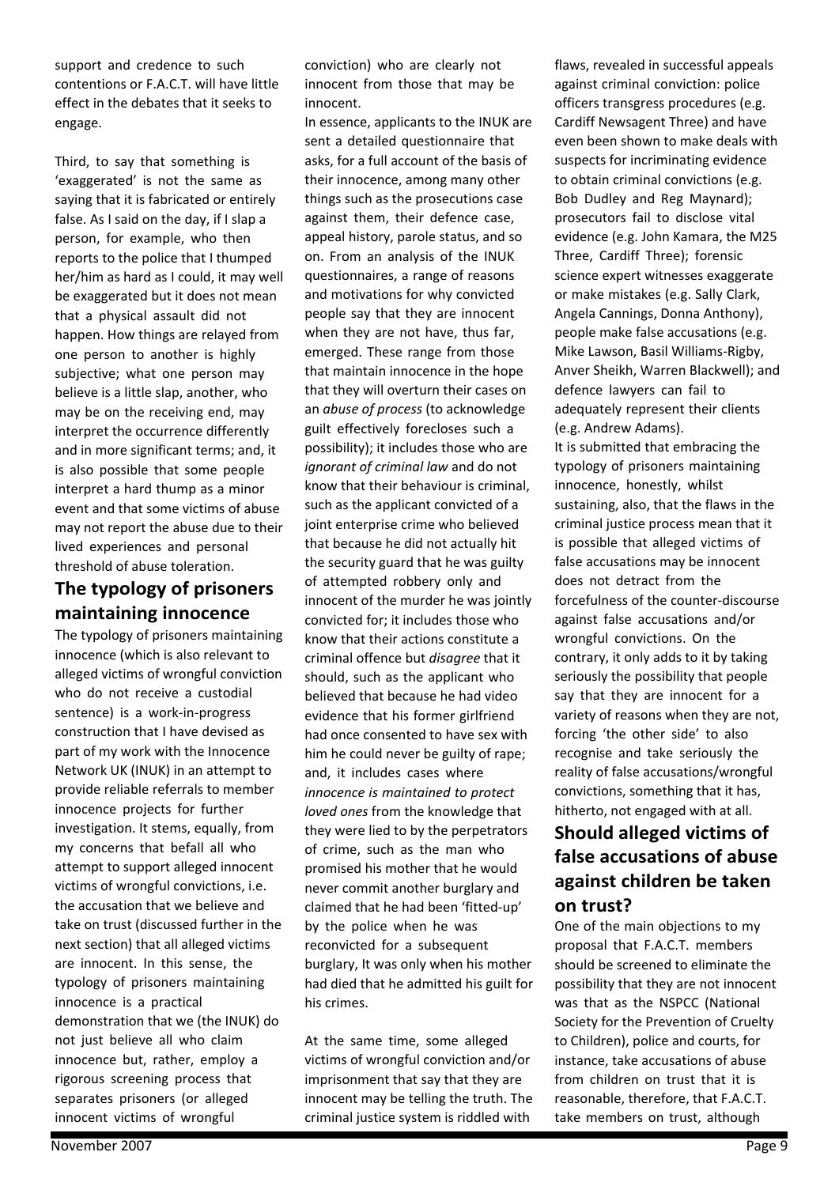support and credence to such contentions or F.A.C.T. will have little effect in the debates that it seeks to engage.

Third, to say that something is 'exaggerated' is not the same as saying that it is fabricated or entirely false. As I said on the day, if I slap a person, for example, who then reports to the police that I thumped her/him as hard as I could, it may well be exaggerated but it does not mean that a physical assault did not happen. How things are relayed from one person to another is highly subjective; what one person may believe is a little slap, another, who may be on the receiving end, may interpret the occurrence differently and in more significant terms; and, it is also possible that some people interpret a hard thump as a minor event and that some victims of abuse may not report the abuse due to their lived experiences and personal threshold of abuse toleration.

## The typology of prisoners maintaining innocence

The typology of prisoners maintaining innocence (which is also relevant to alleged victims of wrongful conviction who do not receive a custodial sentence) is a work-in-progress construction that I have devised as part of my work with the Innocence Network UK (INUK) in an attempt to provide reliable referrals to member innocence projects for further investigation. It stems, equally, from my concerns that befall all who attempt to support alleged innocent victims of wrongful convictions, i.e. the accusation that we believe and take on trust (discussed further in the next section) that all alleged victims are innocent. In this sense, the typology of prisoners maintaining innocence is a practical demonstration that we (the INUK) do not just believe all who claim innocence but, rather, employ a rigorous screening process that separates prisoners (or alleged innocent victims of wrongful conviction) who are clearly not innocent from those that may be innocent.

In essence, applicants to the INUK are sent a detailed questionnaire that asks, for a full account of the basis of their innocence, among many other things such as the prosecutions case against them, their defence case, appeal history, parole status, and so on. From an analysis of the INUK questionnaires, a range of reasons and motivations for why convicted people say that they are innocent when they are not have, thus far, emerged. These range from those that maintain innocence in the hope that they will overturn their cases on an *abuse of process* (to acknowledge guilt effectively forecloses such a possibility); it includes those who are *ignorant of criminal law* and do not know that their behaviour is criminal, such as the applicant convicted of a joint enterprise crime who believed that because he did not actually hit the security guard that he was guilty of attempted robbery only and innocent of the murder he was jointly convicted for; it includes those who know that their actions constitute a criminal offence but *disagree* that it should, such as the applicant who believed that because he had video evidence that his former girlfriend had once consented to have sex with him he could never be guilty of rape; and, it includes cases where *innocence is maintained to protect loved ones* from the knowledge that they were lied to by the perpetrators of crime, such as the man who promised his mother that he would never commit another burglary and claimed that he had been 'fitted-up' by the police when he was reconvicted for a subsequent burglary, It was only when his mother had died that he admitted his guilt for his crimes.

At the same time, some alleged victims of wrongful conviction and/or imprisonment that say that they are innocent may be telling the truth. The criminal justice system is riddled with flaws, revealed in successful appeals against criminal conviction: police officers transgress procedures (e.g. Cardiff Newsagent Three) and have even been shown to make deals with suspects for incriminating evidence to obtain criminal convictions (e.g. Bob Dudley and Reg Maynard); prosecutors fail to disclose vital evidence (e.g. John Kamara, the M25 Three, Cardiff Three); forensic science expert witnesses exaggerate or make mistakes (e.g. Sally Clark, Angela Cannings, Donna Anthony), people make false accusations (e.g. Mike Lawson, Basil Williams-Rigby, Anver Sheikh, Warren Blackwell); and defence lawyers can fail to adequately represent their clients (e.g. Andrew Adams).

It is submitted that embracing the typology of prisoners maintaining innocence, honestly, whilst sustaining, also, that the flaws in the criminal justice process mean that it is possible that alleged victims of false accusations may be innocent does not detract from the forcefulness of the counter-discourse against false accusations and/or wrongful convictions. On the contrary, it only adds to it by taking seriously the possibility that people say that they are innocent for a variety of reasons when they are not, forcing 'the other side' to also recognise and take seriously the reality of false accusations/wrongful convictions, something that it has, hitherto, not engaged with at all.

## Should alleged victims of false accusations of abuse against children be taken on trust?

One of the main objections to my proposal that F.A.C.T. members should be screened to eliminate the possibility that they are not innocent was that as the NSPCC (National Society for the Prevention of Cruelty to Children), police and courts, for instance, take accusations of abuse from children on trust that it is reasonable, therefore, that F.A.C.T. take members on trust, although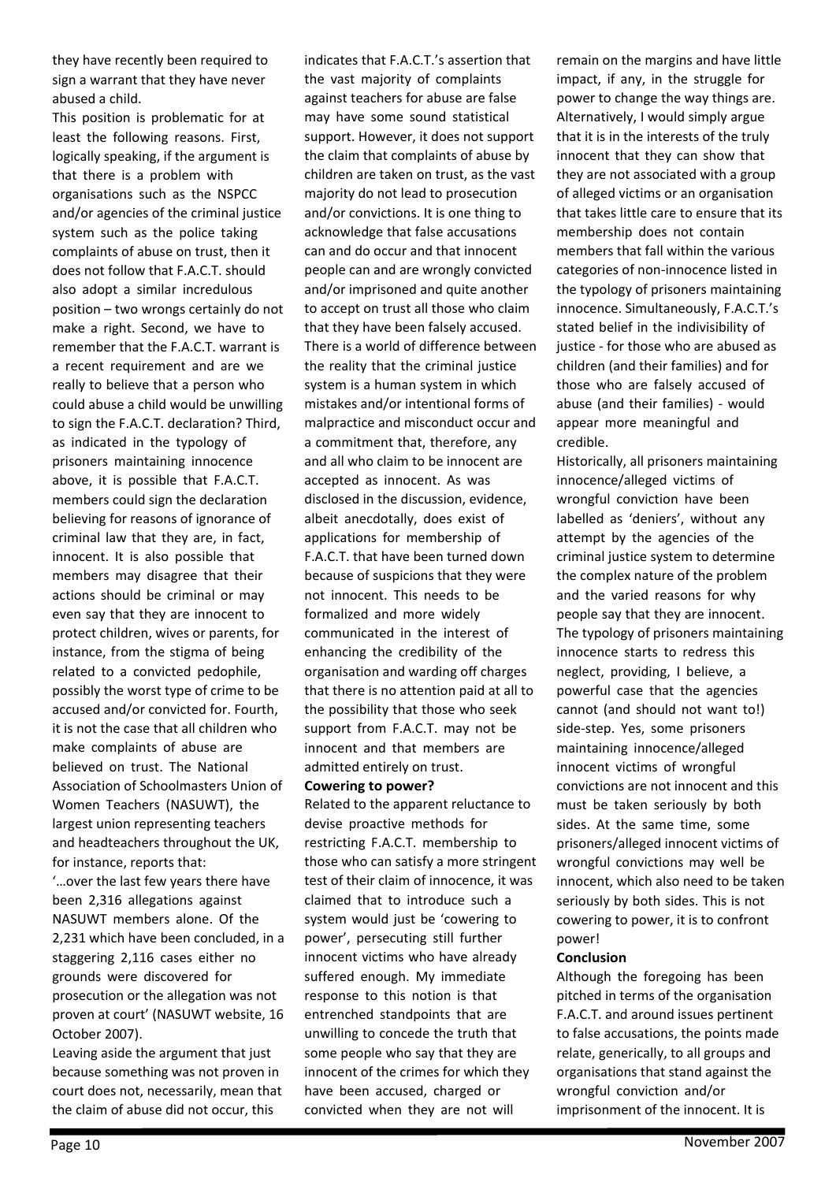they have recently been required to sign a warrant that they have never abused a child.

This position is problematic for at least the following reasons. First, logically speaking, if the argument is that there is a problem with organisations such as the NSPCC and/or agencies of the criminal justice system such as the police taking complaints of abuse on trust, then it does not follow that F.A.C.T. should also adopt a similar incredulous position – two wrongs certainly do not make a right. Second, we have to remember that the F.A.C.T. warrant is a recent requirement and are we really to believe that a person who could abuse a child would be unwilling to sign the F.A.C.T. declaration? Third, as indicated in the typology of prisoners maintaining innocence above, it is possible that F.A.C.T. members could sign the declaration believing for reasons of ignorance of criminal law that they are, in fact, innocent. It is also possible that members may disagree that their actions should be criminal or may even say that they are innocent to protect children, wives or parents, for instance, from the stigma of being related to a convicted pedophile, possibly the worst type of crime to be accused and/or convicted for. Fourth, it is not the case that all children who make complaints of abuse are believed on trust. The National Association of Schoolmasters Union of Women Teachers (NASUWT), the largest union representing teachers and headteachers throughout the UK, for instance, reports that:

'…over the last few years there have been 2,316 allegations against NASUWT members alone. Of the 2,231 which have been concluded, in a staggering 2,116 cases either no grounds were discovered for prosecution or the allegation was not proven at court' (NASUWT website, 16 October 2007).

Leaving aside the argument that just because something was not proven in court does not, necessarily, mean that the claim of abuse did not occur, this indicates that F.A.C.T.'s assertion that the vast majority of complaints against teachers for abuse are false may have some sound statistical support. However, it does not support the claim that complaints of abuse by children are taken on trust, as the vast majority do not lead to prosecution and/or convictions. It is one thing to acknowledge that false accusations can and do occur and that innocent people can and are wrongly convicted and/or imprisoned and quite another to accept on trust all those who claim that they have been falsely accused. There is a world of difference between the reality that the criminal justice system is a human system in which mistakes and/or intentional forms of malpractice and misconduct occur and a commitment that, therefore, any and all who claim to be innocent are accepted as innocent. As was disclosed in the discussion, evidence, albeit anecdotally, does exist of applications for membership of F.A.C.T. that have been turned down because of suspicions that they were not innocent. This needs to be formalized and more widely communicated in the interest of enhancing the credibility of the organisation and warding off charges that there is no attention paid at all to the possibility that those who seek support from F.A.C.T. may not be innocent and that members are admitted entirely on trust.

**Cowering to power?**

Related to the apparent reluctance to devise proactive methods for restricting F.A.C.T. membership to those who can satisfy a more stringent test of their claim of innocence, it was claimed that to introduce such a system would just be 'cowering to power', persecuting still further innocent victims who have already suffered enough. My immediate response to this notion is that entrenched standpoints that are unwilling to concede the truth that some people who say that they are innocent of the crimes for which they have been accused, charged or convicted when they are not will remain on the margins and have little impact, if any, in the struggle for power to change the way things are. Alternatively, I would simply argue that it is in the interests of the truly innocent that they can show that they are not associated with a group of alleged victims or an organisation that takes little care to ensure that its membership does not contain members that fall within the various categories of non-innocence listed in the typology of prisoners maintaining innocence. Simultaneously, F.A.C.T.'s stated belief in the indivisibility of justice - for those who are abused as children (and their families) and for those who are falsely accused of abuse (and their families) - would appear more meaningful and credible.

Historically, all prisoners maintaining innocence/alleged victims of wrongful conviction have been labelled as 'deniers', without any attempt by the agencies of the criminal justice system to determine the complex nature of the problem and the varied reasons for why people say that they are innocent. The typology of prisoners maintaining innocence starts to redress this neglect, providing, I believe, a powerful case that the agencies cannot (and should not want to!) side-step. Yes, some prisoners maintaining innocence/alleged innocent victims of wrongful convictions are not innocent and this must be taken seriously by both sides. At the same time, some prisoners/alleged innocent victims of wrongful convictions may well be innocent, which also need to be taken seriously by both sides. This is not cowering to power, it is to confront power!

**Conclusion**

Although the foregoing has been pitched in terms of the organisation F.A.C.T. and around issues pertinent to false accusations, the points made relate, generically, to all groups and organisations that stand against the wrongful conviction and/or imprisonment of the innocent. It is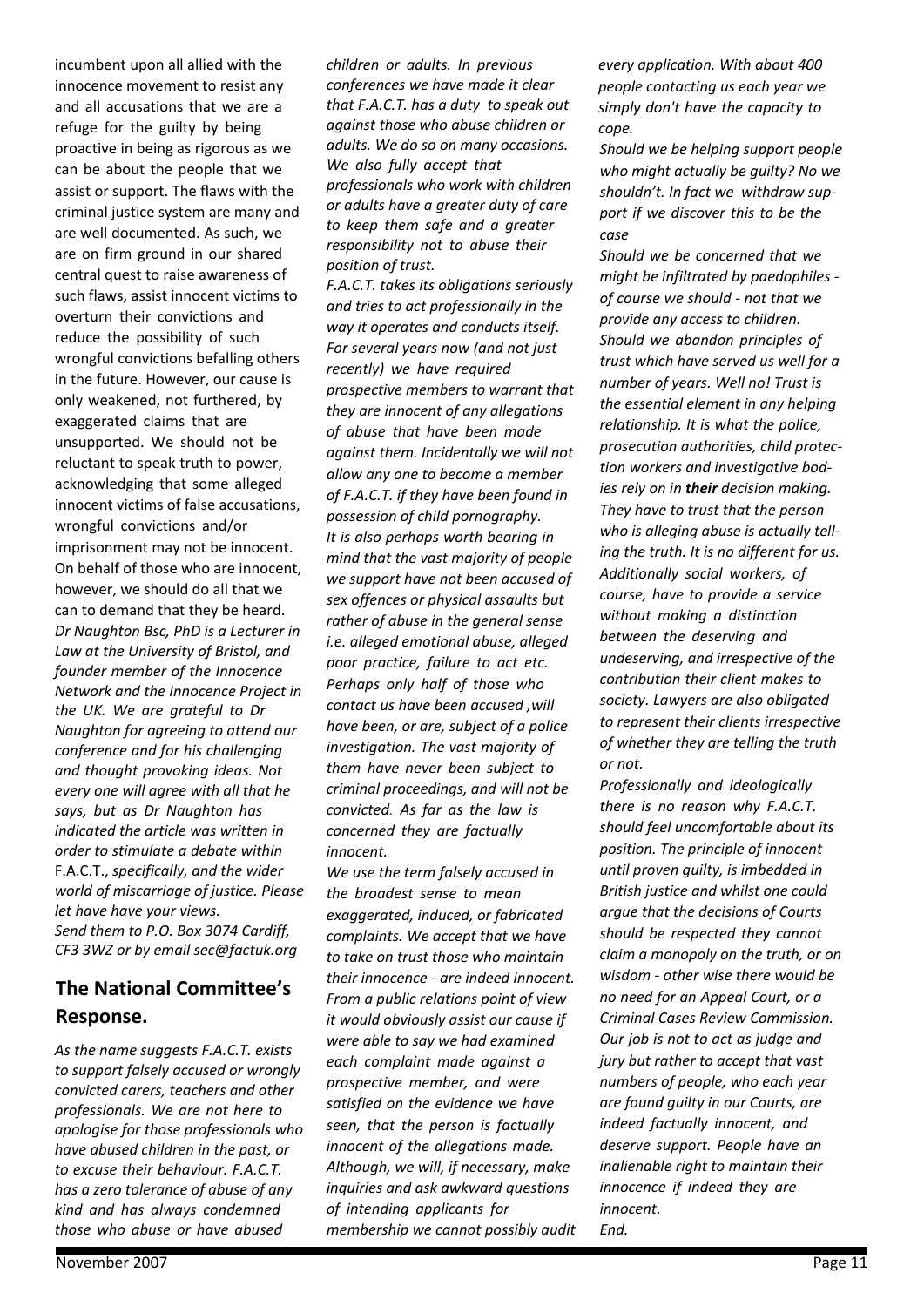incumbent upon all allied with the innocence movement to resist any and all accusations that we are a refuge for the guilty by being proactive in being as rigorous as we can be about the people that we assist or support. The flaws with the criminal justice system are many and are well documented. As such, we are on firm ground in our shared central quest to raise awareness of such flaws, assist innocent victims to overturn their convictions and reduce the possibility of such wrongful convictions befalling others in the future. However, our cause is only weakened, not furthered, by exaggerated claims that are unsupported. We should not be reluctant to speak truth to power, acknowledging that some alleged innocent victims of false accusations, wrongful convictions and/or imprisonment may not be innocent. On behalf of those who are innocent, however, we should do all that we can to demand that they be heard.

*Dr Naughton Bsc, PhD is a Lecturer in Law at the University of Bristol, and founder member of the Innocence Network and the Innocence Project in the UK. We are grateful to Dr Naughton for agreeing to attend our conference and for his challenging and thought provoking ideas. Not every one will agree with all that he says, but as Dr Naughton has indicated the article was written in order to stimulate a debate within* F.A.C.T., *specifically, and the wider world of miscarriage of justice. Please let have have your views. Send them to P.O. Box 3074 Cardiff, CF3 3WZ or by email sec@factuk.org*

## The National Committee's Response.

*As the name suggests F.A.C.T. exists to support falsely accused or wrongly convicted carers, teachers and other professionals. We are not here to apologise for those professionals who have abused children in the past, or to excuse their behaviour. F.A.C.T. has a zero tolerance of abuse of any kind and has always condemned those who abuse or have abused children or adults. In previous conferences we have made it clear that F.A.C.T. has a duty to speak out against those who abuse children or adults. We do so on many occasions. We also fully accept that professionals who work with children or adults have a greater duty of care to keep them safe and a greater responsibility not to abuse their position of trust.*

*F.A.C.T. takes its obligations seriously and tries to act professionally in the way it operates and conducts itself. For several years now (and not just recently) we have required prospective members to warrant that they are innocent of any allegations of abuse that have been made against them. Incidentally we will not allow any one to become a member of F.A.C.T. if they have been found in possession of child pornography.*

*It is also perhaps worth bearing in mind that the vast majority of people we support have not been accused of sex offences or physical assaults but rather of abuse in the general sense i.e. alleged emotional abuse, alleged poor practice, failure to act etc. Perhaps only half of those who contact us have been accused ,will have been, or are, subject of a police investigation. The vast majority of them have never been subject to criminal proceedings, and will not be convicted. As far as the law is concerned they are factually innocent.*

*We use the term falsely accused in the broadest sense to mean exaggerated, induced, or fabricated complaints. We accept that we have to take on trust those who maintain their innocence - are indeed innocent. From a public relations point of view it would obviously assist our cause if were able to say we had examined each complaint made against a prospective member, and were satisfied on the evidence we have seen, that the person is factually innocent of the allegations made. Although, we will, if necessary, make inquiries and ask awkward questions of intending applicants for membership we cannot possibly audit every application. With about 400 people contacting us each year we simply don't have the capacity to cope.*

*Should we be helping support people who might actually be guilty? No we shouldn't. In fact we withdraw support if we discover this to be the case*

*Should we be concerned that we might be infiltrated by paedophiles - of course we should - not that we provide any access to children.*

*Should we abandon principles of trust which have served us well for a number of years. Well no! Trust is the essential element in any helping relationship. It is what the police, prosecution authorities, child protection workers and investigative bodies rely on in **their** decision making. They have to trust that the person who is alleging abuse is actually telling the truth. It is no different for us. Additionally social workers, of course, have to provide a service without making a distinction between the deserving and undeserving, and irrespective of the contribution their client makes to society. Lawyers are also obligated to represent their clients irrespective of whether they are telling the truth or not.*

*Professionally and ideologically there is no reason why F.A.C.T. should feel uncomfortable about its position. The principle of innocent until proven guilty, is imbedded in British justice and whilst one could argue that the decisions of Courts should be respected they cannot claim a monopoly on the truth, or on wisdom - other wise there would be no need for an Appeal Court, or a Criminal Cases Review Commission. Our job is not to act as judge and jury but rather to accept that vast numbers of people, who each year are found guilty in our Courts, are indeed factually innocent, and deserve support. People have an inalienable right to maintain their innocence if indeed they are innocent.*

*End.*